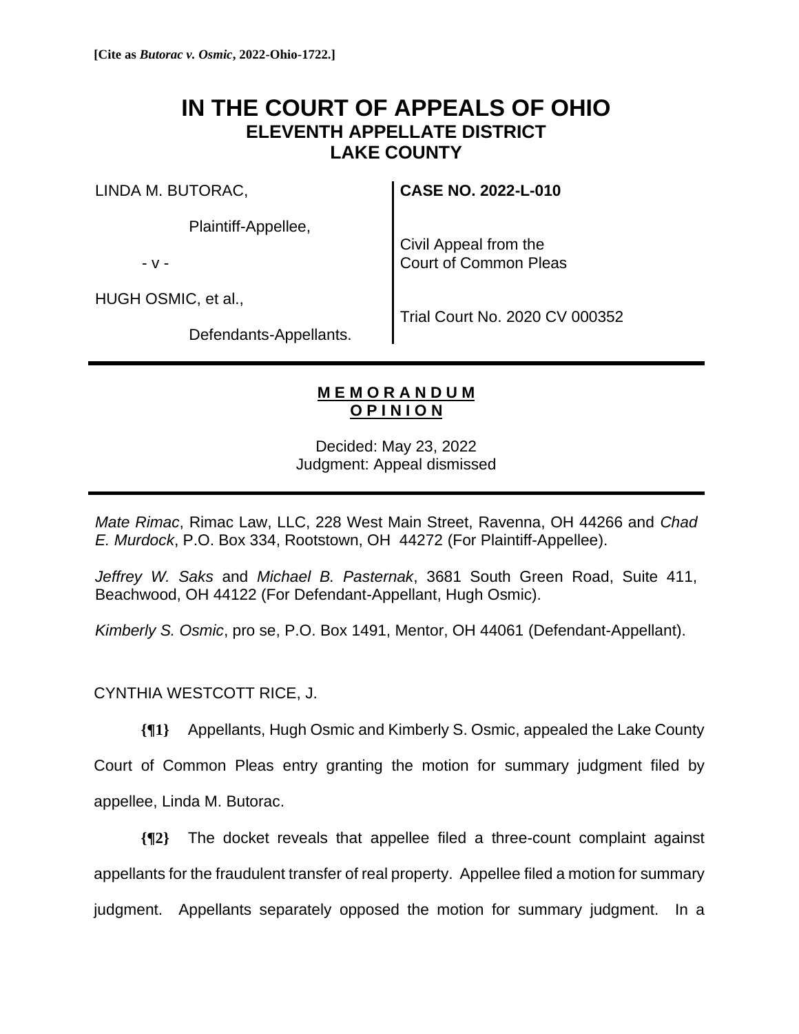**[Cite as *Butorac v. Osmic*, 2022-Ohio-1722.]**

# IN THE COURT OF APPEALS OF OHIO
## ELEVENTH APPELLATE DISTRICT
## LAKE COUNTY

| | |
|---|---|
| LINDA M. BUTORAC,<br><br>Plaintiff-Appellee,<br><br>- v -<br><br>HUGH OSMIC, et al.,<br><br>Defendants-Appellants. | **CASE NO. 2022-L-010**<br><br>Civil Appeal from the Court of Common Pleas<br><br>Trial Court No. 2020 CV 000352 |

---

**M E M O R A N D U M**
**O P I N I O N**

Decided: May 23, 2022
Judgment: Appeal dismissed

---

*Mate Rimac*, Rimac Law, LLC, 228 West Main Street, Ravenna, OH 44266 and *Chad E. Murdock*, P.O. Box 334, Rootstown, OH 44272 (For Plaintiff-Appellee).

*Jeffrey W. Saks* and *Michael B. Pasternak*, 3681 South Green Road, Suite 411, Beachwood, OH 44122 (For Defendant-Appellant, Hugh Osmic).

*Kimberly S. Osmic*, pro se, P.O. Box 1491, Mentor, OH 44061 (Defendant-Appellant).

CYNTHIA WESTCOTT RICE, J.

**{¶1}** Appellants, Hugh Osmic and Kimberly S. Osmic, appealed the Lake County Court of Common Pleas entry granting the motion for summary judgment filed by appellee, Linda M. Butorac.

**{¶2}** The docket reveals that appellee filed a three-count complaint against appellants for the fraudulent transfer of real property. Appellee filed a motion for summary judgment. Appellants separately opposed the motion for summary judgment. In a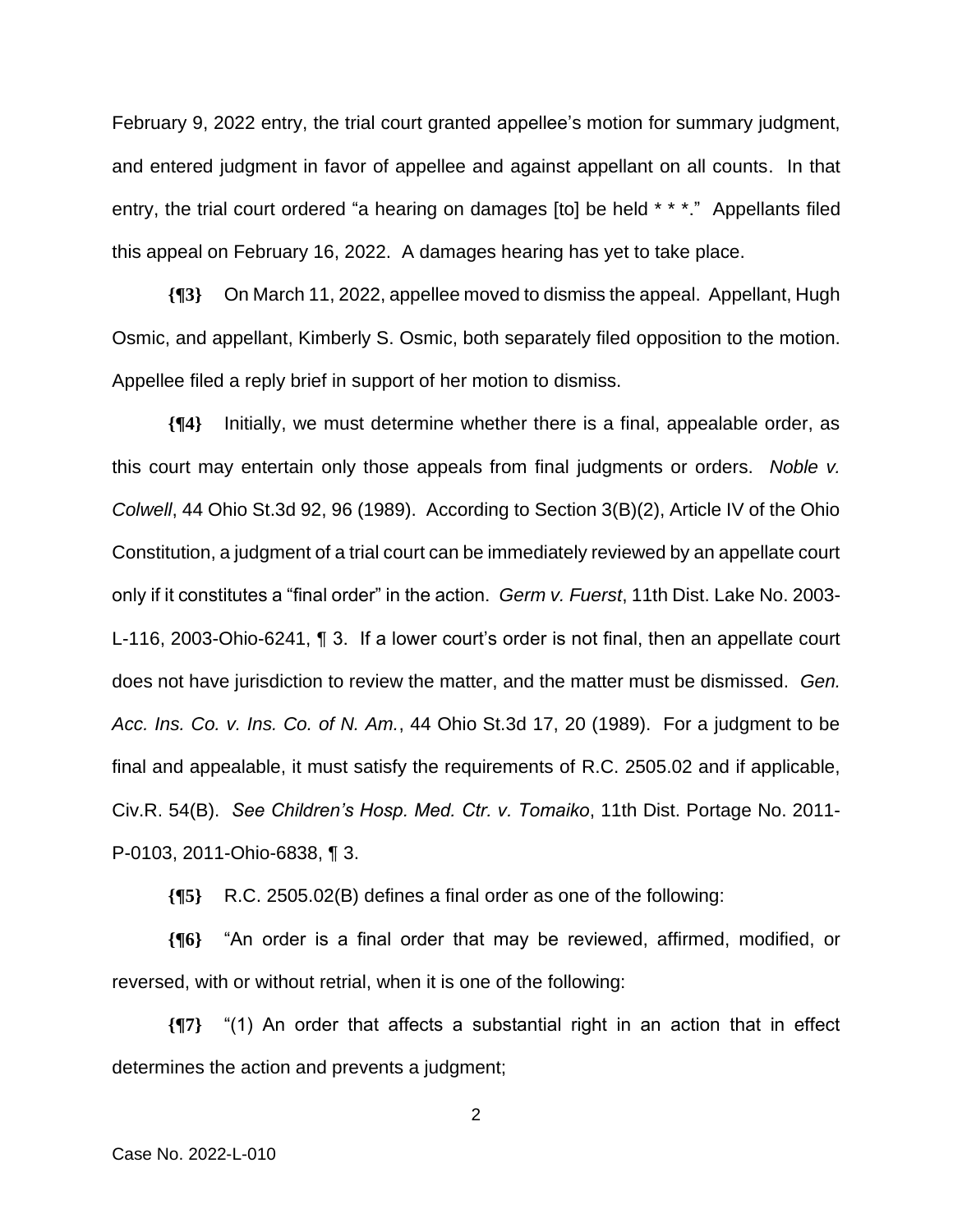February 9, 2022 entry, the trial court granted appellee's motion for summary judgment, and entered judgment in favor of appellee and against appellant on all counts. In that entry, the trial court ordered "a hearing on damages [to] be held * * *." Appellants filed this appeal on February 16, 2022. A damages hearing has yet to take place.

**{¶3}** On March 11, 2022, appellee moved to dismiss the appeal. Appellant, Hugh Osmic, and appellant, Kimberly S. Osmic, both separately filed opposition to the motion. Appellee filed a reply brief in support of her motion to dismiss.

**{¶4}** Initially, we must determine whether there is a final, appealable order, as this court may entertain only those appeals from final judgments or orders. *Noble v. Colwell*, 44 Ohio St.3d 92, 96 (1989). According to Section 3(B)(2), Article IV of the Ohio Constitution, a judgment of a trial court can be immediately reviewed by an appellate court only if it constitutes a "final order" in the action. *Germ v. Fuerst*, 11th Dist. Lake No. 2003-L-116, 2003-Ohio-6241, ¶ 3. If a lower court's order is not final, then an appellate court does not have jurisdiction to review the matter, and the matter must be dismissed. *Gen. Acc. Ins. Co. v. Ins. Co. of N. Am.*, 44 Ohio St.3d 17, 20 (1989). For a judgment to be final and appealable, it must satisfy the requirements of R.C. 2505.02 and if applicable, Civ.R. 54(B). *See Children's Hosp. Med. Ctr. v. Tomaiko*, 11th Dist. Portage No. 2011-P-0103, 2011-Ohio-6838, ¶ 3.

**{¶5}** R.C. 2505.02(B) defines a final order as one of the following:

**{¶6}** "An order is a final order that may be reviewed, affirmed, modified, or reversed, with or without retrial, when it is one of the following:

**{¶7}** "(1) An order that affects a substantial right in an action that in effect determines the action and prevents a judgment;

Case No. 2022-L-010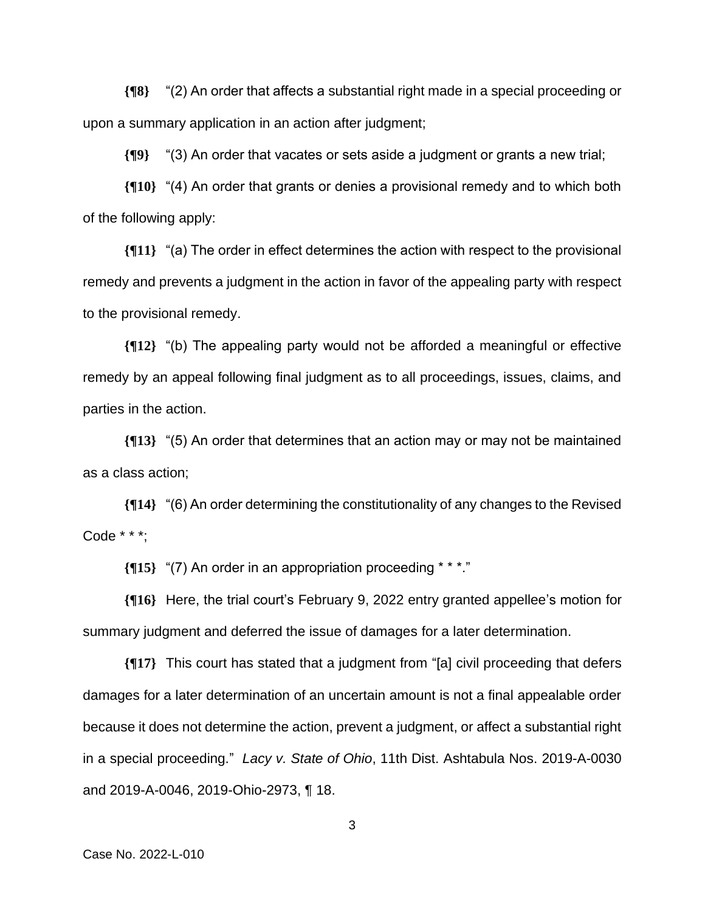**{¶8}** "(2) An order that affects a substantial right made in a special proceeding or upon a summary application in an action after judgment;

**{¶9}** "(3) An order that vacates or sets aside a judgment or grants a new trial;

**{¶10}** "(4) An order that grants or denies a provisional remedy and to which both of the following apply:

**{¶11}** "(a) The order in effect determines the action with respect to the provisional remedy and prevents a judgment in the action in favor of the appealing party with respect to the provisional remedy.

**{¶12}** "(b) The appealing party would not be afforded a meaningful or effective remedy by an appeal following final judgment as to all proceedings, issues, claims, and parties in the action.

**{¶13}** "(5) An order that determines that an action may or may not be maintained as a class action;

**{¶14}** "(6) An order determining the constitutionality of any changes to the Revised Code * * *;

**{¶15}** "(7) An order in an appropriation proceeding * * *."

**{¶16}** Here, the trial court's February 9, 2022 entry granted appellee's motion for summary judgment and deferred the issue of damages for a later determination.

**{¶17}** This court has stated that a judgment from "[a] civil proceeding that defers damages for a later determination of an uncertain amount is not a final appealable order because it does not determine the action, prevent a judgment, or affect a substantial right in a special proceeding." *Lacy v. State of Ohio*, 11th Dist. Ashtabula Nos. 2019-A-0030 and 2019-A-0046, 2019-Ohio-2973, ¶ 18.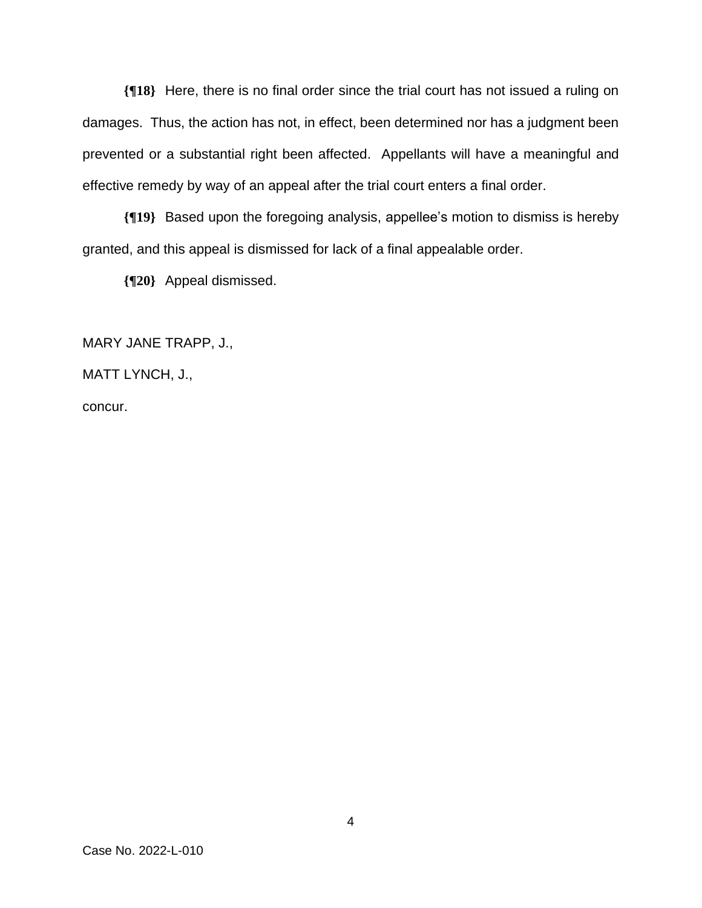**{¶18}** Here, there is no final order since the trial court has not issued a ruling on damages. Thus, the action has not, in effect, been determined nor has a judgment been prevented or a substantial right been affected. Appellants will have a meaningful and effective remedy by way of an appeal after the trial court enters a final order.

**{¶19}** Based upon the foregoing analysis, appellee's motion to dismiss is hereby granted, and this appeal is dismissed for lack of a final appealable order.

**{¶20}** Appeal dismissed.

MARY JANE TRAPP, J.,

MATT LYNCH, J.,

concur.